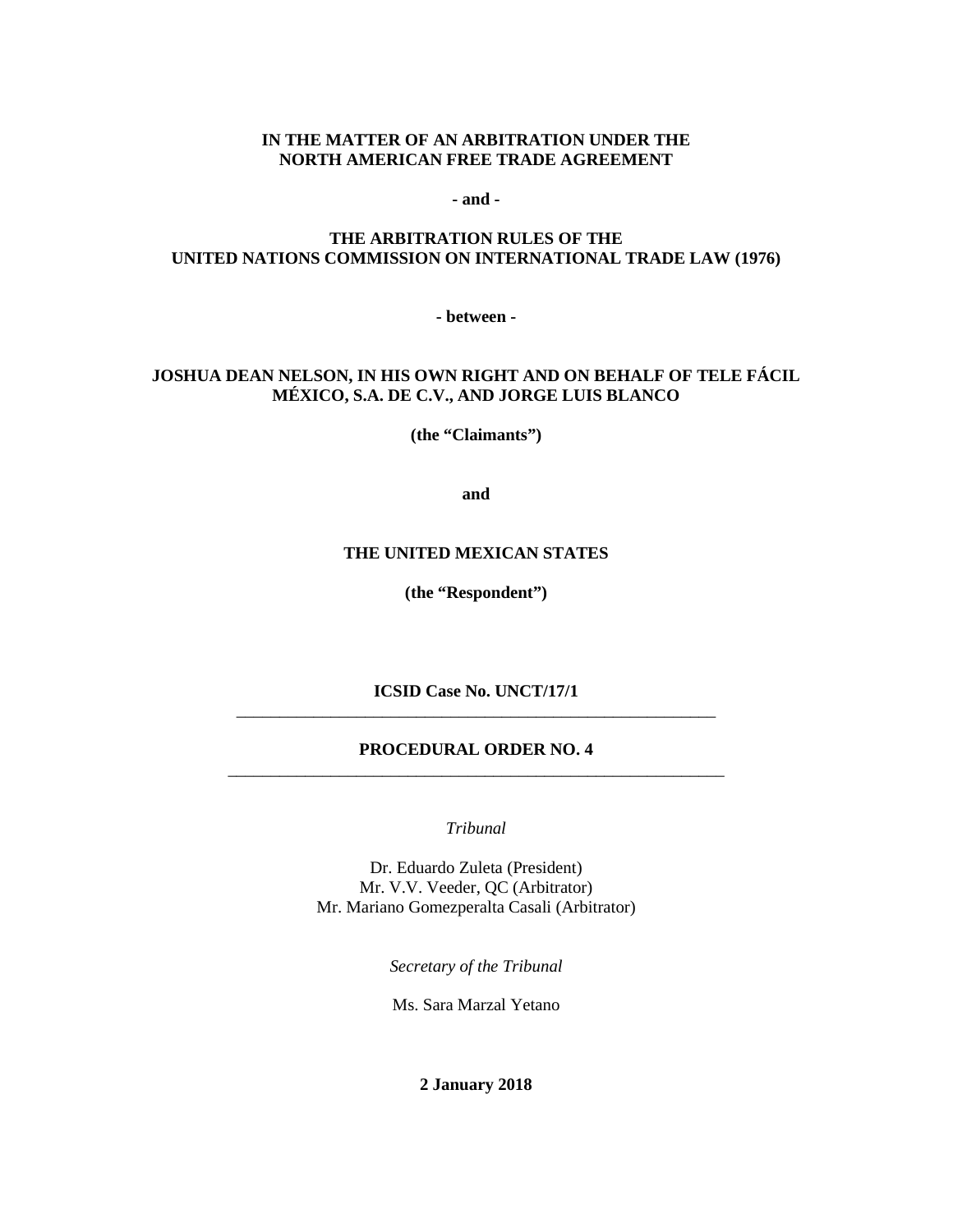**IN THE MATTER OF AN ARBITRATION UNDER THE NORTH AMERICAN FREE TRADE AGREEMENT**

**- and -**

**THE ARBITRATION RULES OF THE UNITED NATIONS COMMISSION ON INTERNATIONAL TRADE LAW (1976)**

**- between -**

**JOSHUA DEAN NELSON, IN HIS OWN RIGHT AND ON BEHALF OF TELE FÁCIL MÉXICO, S.A. DE C.V., AND JORGE LUIS BLANCO**

**(the "Claimants")**

**and**

**THE UNITED MEXICAN STATES**

**(the "Respondent")**

**ICSID Case No. UNCT/17/1**

---

# PROCEDURAL ORDER NO. 4

---

*Tribunal*

Dr. Eduardo Zuleta (President)
Mr. V.V. Veeder, QC (Arbitrator)
Mr. Mariano Gomezperalta Casali (Arbitrator)

*Secretary of the Tribunal*

Ms. Sara Marzal Yetano

**2 January 2018**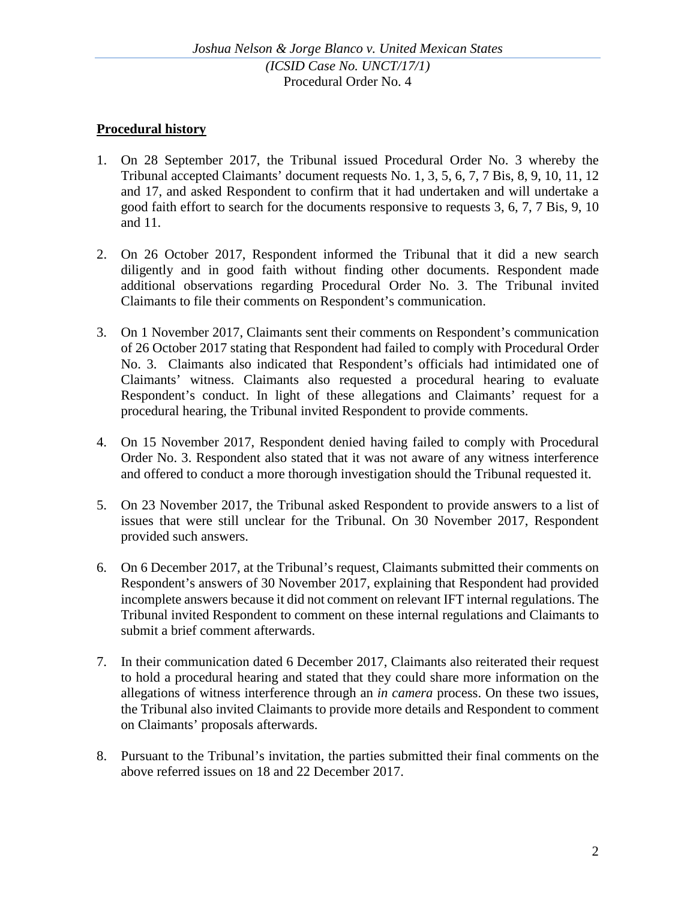## Procedural history

1. On 28 September 2017, the Tribunal issued Procedural Order No. 3 whereby the Tribunal accepted Claimants' document requests No. 1, 3, 5, 6, 7, 7 Bis, 8, 9, 10, 11, 12 and 17, and asked Respondent to confirm that it had undertaken and will undertake a good faith effort to search for the documents responsive to requests 3, 6, 7, 7 Bis, 9, 10 and 11.

2. On 26 October 2017, Respondent informed the Tribunal that it did a new search diligently and in good faith without finding other documents. Respondent made additional observations regarding Procedural Order No. 3. The Tribunal invited Claimants to file their comments on Respondent's communication.

3. On 1 November 2017, Claimants sent their comments on Respondent's communication of 26 October 2017 stating that Respondent had failed to comply with Procedural Order No. 3. Claimants also indicated that Respondent's officials had intimidated one of Claimants' witness. Claimants also requested a procedural hearing to evaluate Respondent's conduct. In light of these allegations and Claimants' request for a procedural hearing, the Tribunal invited Respondent to provide comments.

4. On 15 November 2017, Respondent denied having failed to comply with Procedural Order No. 3. Respondent also stated that it was not aware of any witness interference and offered to conduct a more thorough investigation should the Tribunal requested it.

5. On 23 November 2017, the Tribunal asked Respondent to provide answers to a list of issues that were still unclear for the Tribunal. On 30 November 2017, Respondent provided such answers.

6. On 6 December 2017, at the Tribunal's request, Claimants submitted their comments on Respondent's answers of 30 November 2017, explaining that Respondent had provided incomplete answers because it did not comment on relevant IFT internal regulations. The Tribunal invited Respondent to comment on these internal regulations and Claimants to submit a brief comment afterwards.

7. In their communication dated 6 December 2017, Claimants also reiterated their request to hold a procedural hearing and stated that they could share more information on the allegations of witness interference through an *in camera* process. On these two issues, the Tribunal also invited Claimants to provide more details and Respondent to comment on Claimants' proposals afterwards.

8. Pursuant to the Tribunal's invitation, the parties submitted their final comments on the above referred issues on 18 and 22 December 2017.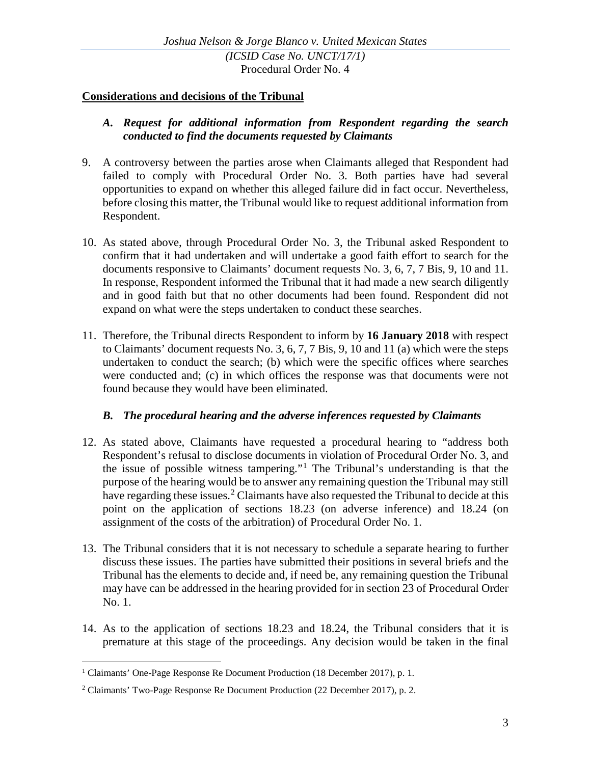**Considerations and decisions of the Tribunal**

### *A. Request for additional information from Respondent regarding the search conducted to find the documents requested by Claimants*

9. A controversy between the parties arose when Claimants alleged that Respondent had failed to comply with Procedural Order No. 3. Both parties have had several opportunities to expand on whether this alleged failure did in fact occur. Nevertheless, before closing this matter, the Tribunal would like to request additional information from Respondent.

10. As stated above, through Procedural Order No. 3, the Tribunal asked Respondent to confirm that it had undertaken and will undertake a good faith effort to search for the documents responsive to Claimants' document requests No. 3, 6, 7, 7 Bis, 9, 10 and 11. In response, Respondent informed the Tribunal that it had made a new search diligently and in good faith but that no other documents had been found. Respondent did not expand on what were the steps undertaken to conduct these searches.

11. Therefore, the Tribunal directs Respondent to inform by **16 January 2018** with respect to Claimants' document requests No. 3, 6, 7, 7 Bis, 9, 10 and 11 (a) which were the steps undertaken to conduct the search; (b) which were the specific offices where searches were conducted and; (c) in which offices the response was that documents were not found because they would have been eliminated.

### *B. The procedural hearing and the adverse inferences requested by Claimants*

12. As stated above, Claimants have requested a procedural hearing to "address both Respondent's refusal to disclose documents in violation of Procedural Order No. 3, and the issue of possible witness tampering."[1] The Tribunal's understanding is that the purpose of the hearing would be to answer any remaining question the Tribunal may still have regarding these issues.[2] Claimants have also requested the Tribunal to decide at this point on the application of sections 18.23 (on adverse inference) and 18.24 (on assignment of the costs of the arbitration) of Procedural Order No. 1.

13. The Tribunal considers that it is not necessary to schedule a separate hearing to further discuss these issues. The parties have submitted their positions in several briefs and the Tribunal has the elements to decide and, if need be, any remaining question the Tribunal may have can be addressed in the hearing provided for in section 23 of Procedural Order No. 1.

14. As to the application of sections 18.23 and 18.24, the Tribunal considers that it is premature at this stage of the proceedings. Any decision would be taken in the final

---

[1] Claimants' One-Page Response Re Document Production (18 December 2017), p. 1.

[2] Claimants' Two-Page Response Re Document Production (22 December 2017), p. 2.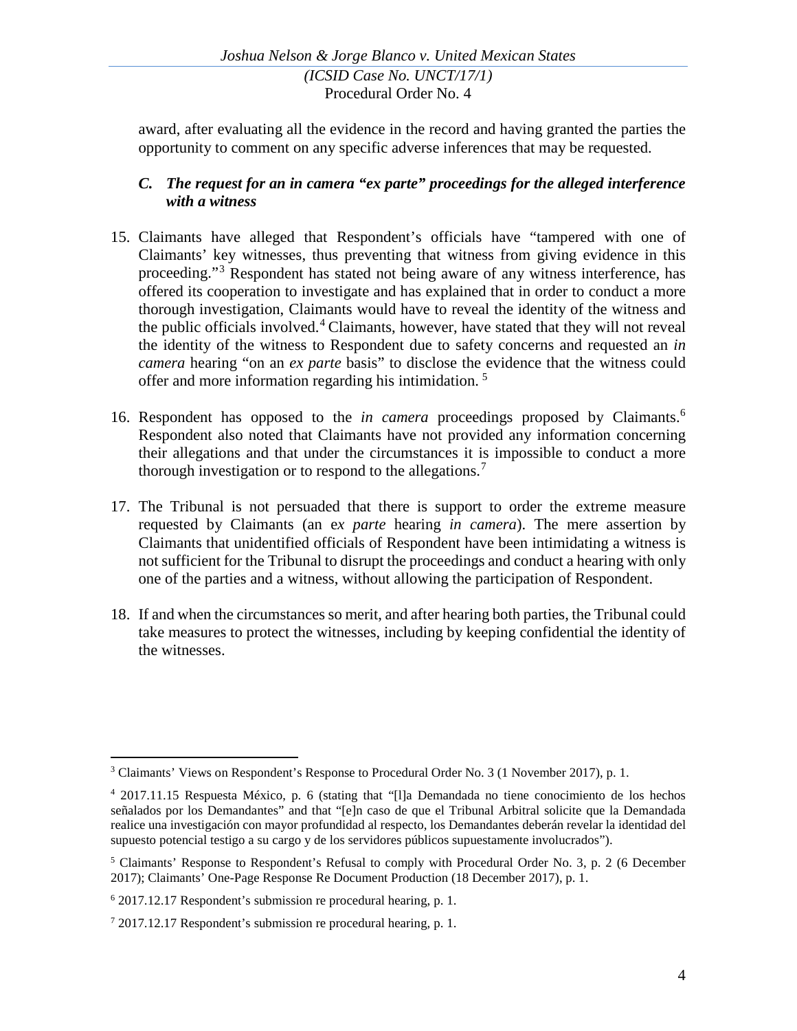award, after evaluating all the evidence in the record and having granted the parties the opportunity to comment on any specific adverse inferences that may be requested.

### *C. The request for an in camera "ex parte" proceedings for the alleged interference with a witness*

15. Claimants have alleged that Respondent's officials have "tampered with one of Claimants' key witnesses, thus preventing that witness from giving evidence in this proceeding."[3] Respondent has stated not being aware of any witness interference, has offered its cooperation to investigate and has explained that in order to conduct a more thorough investigation, Claimants would have to reveal the identity of the witness and the public officials involved.[4] Claimants, however, have stated that they will not reveal the identity of the witness to Respondent due to safety concerns and requested an *in camera* hearing "on an *ex parte* basis" to disclose the evidence that the witness could offer and more information regarding his intimidation. [5]

16. Respondent has opposed to the *in camera* proceedings proposed by Claimants.[6] Respondent also noted that Claimants have not provided any information concerning their allegations and that under the circumstances it is impossible to conduct a more thorough investigation or to respond to the allegations.[7]

17. The Tribunal is not persuaded that there is support to order the extreme measure requested by Claimants (an e*x parte* hearing *in camera*). The mere assertion by Claimants that unidentified officials of Respondent have been intimidating a witness is not sufficient for the Tribunal to disrupt the proceedings and conduct a hearing with only one of the parties and a witness, without allowing the participation of Respondent.

18. If and when the circumstances so merit, and after hearing both parties, the Tribunal could take measures to protect the witnesses, including by keeping confidential the identity of the witnesses.

---

[3] Claimants' Views on Respondent's Response to Procedural Order No. 3 (1 November 2017), p. 1.

[4] 2017.11.15 Respuesta México, p. 6 (stating that "[l]a Demandada no tiene conocimiento de los hechos señalados por los Demandantes" and that "[e]n caso de que el Tribunal Arbitral solicite que la Demandada realice una investigación con mayor profundidad al respecto, los Demandantes deberán revelar la identidad del supuesto potencial testigo a su cargo y de los servidores públicos supuestamente involucrados").

[5] Claimants' Response to Respondent's Refusal to comply with Procedural Order No. 3, p. 2 (6 December 2017); Claimants' One-Page Response Re Document Production (18 December 2017), p. 1.

[6] 2017.12.17 Respondent's submission re procedural hearing, p. 1.

[7] 2017.12.17 Respondent's submission re procedural hearing, p. 1.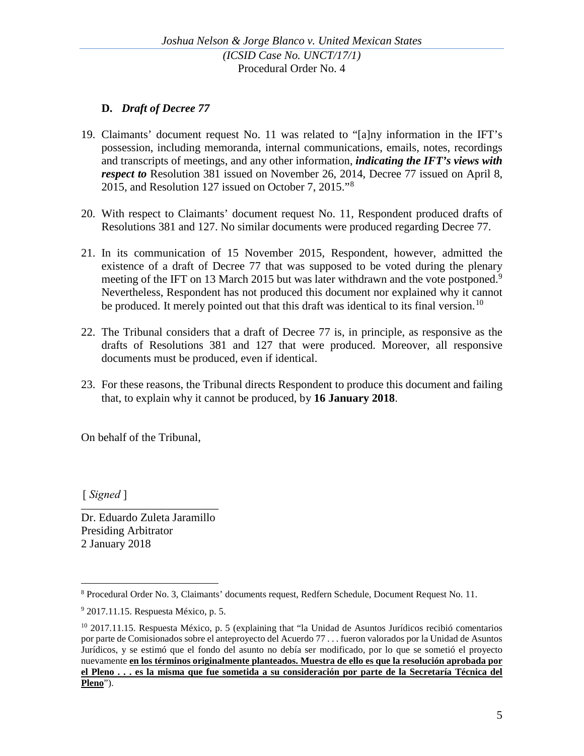### D. *Draft of Decree 77*

19. Claimants' document request No. 11 was related to "[a]ny information in the IFT's possession, including memoranda, internal communications, emails, notes, recordings and transcripts of meetings, and any other information, ***indicating the IFT's views with respect to*** Resolution 381 issued on November 26, 2014, Decree 77 issued on April 8, 2015, and Resolution 127 issued on October 7, 2015."[8]

20. With respect to Claimants' document request No. 11, Respondent produced drafts of Resolutions 381 and 127. No similar documents were produced regarding Decree 77.

21. In its communication of 15 November 2015, Respondent, however, admitted the existence of a draft of Decree 77 that was supposed to be voted during the plenary meeting of the IFT on 13 March 2015 but was later withdrawn and the vote postponed.[9] Nevertheless, Respondent has not produced this document nor explained why it cannot be produced. It merely pointed out that this draft was identical to its final version.[10]

22. The Tribunal considers that a draft of Decree 77 is, in principle, as responsive as the drafts of Resolutions 381 and 127 that were produced. Moreover, all responsive documents must be produced, even if identical.

23. For these reasons, the Tribunal directs Respondent to produce this document and failing that, to explain why it cannot be produced, by **16 January 2018**.

On behalf of the Tribunal,

[ *Signed* ]

Dr. Eduardo Zuleta Jaramillo
Presiding Arbitrator
2 January 2018

---

[8] Procedural Order No. 3, Claimants' documents request, Redfern Schedule, Document Request No. 11.

[9] 2017.11.15. Respuesta México, p. 5.

[10] 2017.11.15. Respuesta México, p. 5 (explaining that "la Unidad de Asuntos Jurídicos recibió comentarios por parte de Comisionados sobre el anteproyecto del Acuerdo 77 . . . fueron valorados por la Unidad de Asuntos Jurídicos, y se estimó que el fondo del asunto no debía ser modificado, por lo que se sometió el proyecto nuevamente **en los términos originalmente planteados. Muestra de ello es que la resolución aprobada por el Pleno . . . es la misma que fue sometida a su consideración por parte de la Secretaría Técnica del Pleno**").